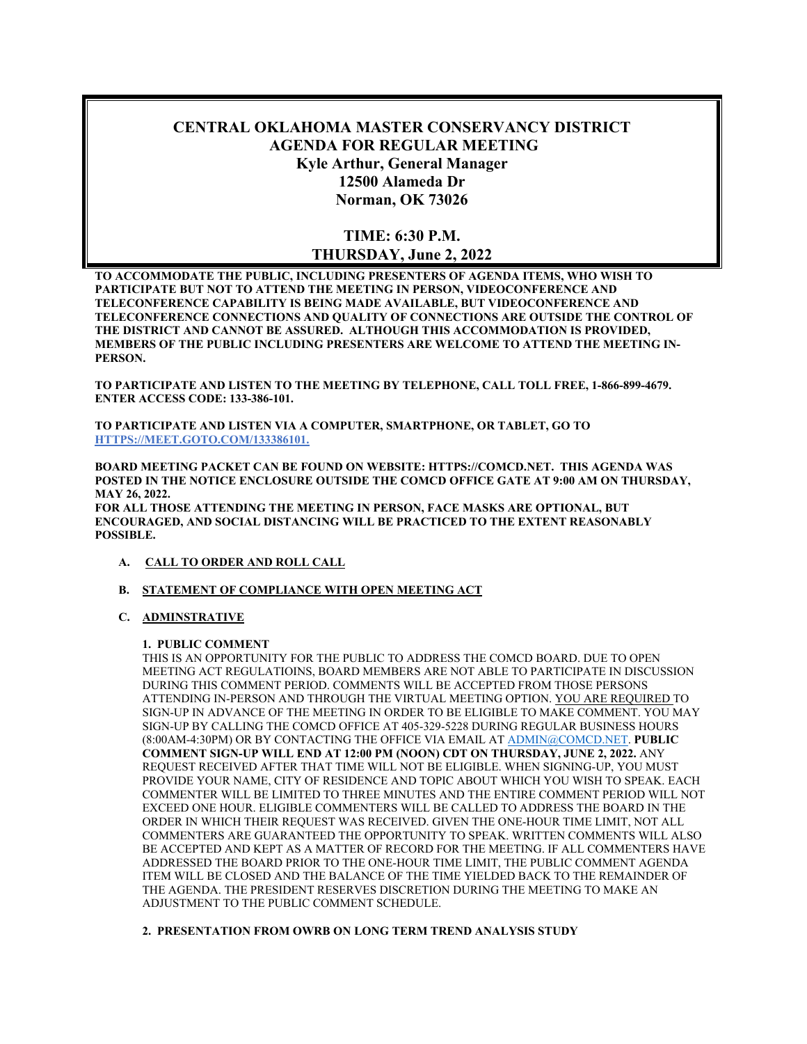# CENTRAL OKLAHOMA MASTER CONSERVANCY DISTRICT
## AGENDA FOR REGULAR MEETING
**Kyle Arthur, General Manager**
**12500 Alameda Dr**
**Norman, OK 73026**

**TIME: 6:30 P.M.**
**THURSDAY, June 2, 2022**

**TO ACCOMMODATE THE PUBLIC, INCLUDING PRESENTERS OF AGENDA ITEMS, WHO WISH TO PARTICIPATE BUT NOT TO ATTEND THE MEETING IN PERSON, VIDEOCONFERENCE AND TELECONFERENCE CAPABILITY IS BEING MADE AVAILABLE, BUT VIDEOCONFERENCE AND TELECONFERENCE CONNECTIONS AND QUALITY OF CONNECTIONS ARE OUTSIDE THE CONTROL OF THE DISTRICT AND CANNOT BE ASSURED. ALTHOUGH THIS ACCOMMODATION IS PROVIDED, MEMBERS OF THE PUBLIC INCLUDING PRESENTERS ARE WELCOME TO ATTEND THE MEETING IN-PERSON.**

**TO PARTICIPATE AND LISTEN TO THE MEETING BY TELEPHONE, CALL TOLL FREE, 1-866-899-4679. ENTER ACCESS CODE: 133-386-101.**

**TO PARTICIPATE AND LISTEN VIA A COMPUTER, SMARTPHONE, OR TABLET, GO TO [HTTPS://MEET.GOTO.COM/133386101.](https://meet.goto.com/133386101)**

**BOARD MEETING PACKET CAN BE FOUND ON WEBSITE: HTTPS://COMCD.NET. THIS AGENDA WAS POSTED IN THE NOTICE ENCLOSURE OUTSIDE THE COMCD OFFICE GATE AT 9:00 AM ON THURSDAY, MAY 26, 2022.**
**FOR ALL THOSE ATTENDING THE MEETING IN PERSON, FACE MASKS ARE OPTIONAL, BUT ENCOURAGED, AND SOCIAL DISTANCING WILL BE PRACTICED TO THE EXTENT REASONABLY POSSIBLE.**

**A. CALL TO ORDER AND ROLL CALL**

**B. STATEMENT OF COMPLIANCE WITH OPEN MEETING ACT**

**C. ADMINSTRATIVE**

**1. PUBLIC COMMENT**
THIS IS AN OPPORTUNITY FOR THE PUBLIC TO ADDRESS THE COMCD BOARD. DUE TO OPEN MEETING ACT REGULATIOINS, BOARD MEMBERS ARE NOT ABLE TO PARTICIPATE IN DISCUSSION DURING THIS COMMENT PERIOD. COMMENTS WILL BE ACCEPTED FROM THOSE PERSONS ATTENDING IN-PERSON AND THROUGH THE VIRTUAL MEETING OPTION. YOU ARE REQUIRED TO SIGN-UP IN ADVANCE OF THE MEETING IN ORDER TO BE ELIGIBLE TO MAKE COMMENT. YOU MAY SIGN-UP BY CALLING THE COMCD OFFICE AT 405-329-5228 DURING REGULAR BUSINESS HOURS (8:00AM-4:30PM) OR BY CONTACTING THE OFFICE VIA EMAIL AT [ADMIN@COMCD.NET](mailto:ADMIN@COMCD.NET). **PUBLIC COMMENT SIGN-UP WILL END AT 12:00 PM (NOON) CDT ON THURSDAY, JUNE 2, 2022.** ANY REQUEST RECEIVED AFTER THAT TIME WILL NOT BE ELIGIBLE. WHEN SIGNING-UP, YOU MUST PROVIDE YOUR NAME, CITY OF RESIDENCE AND TOPIC ABOUT WHICH YOU WISH TO SPEAK. EACH COMMENTER WILL BE LIMITED TO THREE MINUTES AND THE ENTIRE COMMENT PERIOD WILL NOT EXCEED ONE HOUR. ELIGIBLE COMMENTERS WILL BE CALLED TO ADDRESS THE BOARD IN THE ORDER IN WHICH THEIR REQUEST WAS RECEIVED. GIVEN THE ONE-HOUR TIME LIMIT, NOT ALL COMMENTERS ARE GUARANTEED THE OPPORTUNITY TO SPEAK. WRITTEN COMMENTS WILL ALSO BE ACCEPTED AND KEPT AS A MATTER OF RECORD FOR THE MEETING. IF ALL COMMENTERS HAVE ADDRESSED THE BOARD PRIOR TO THE ONE-HOUR TIME LIMIT, THE PUBLIC COMMENT AGENDA ITEM WILL BE CLOSED AND THE BALANCE OF THE TIME YIELDED BACK TO THE REMAINDER OF THE AGENDA. THE PRESIDENT RESERVES DISCRETION DURING THE MEETING TO MAKE AN ADJUSTMENT TO THE PUBLIC COMMENT SCHEDULE.

**2. PRESENTATION FROM OWRB ON LONG TERM TREND ANALYSIS STUDY**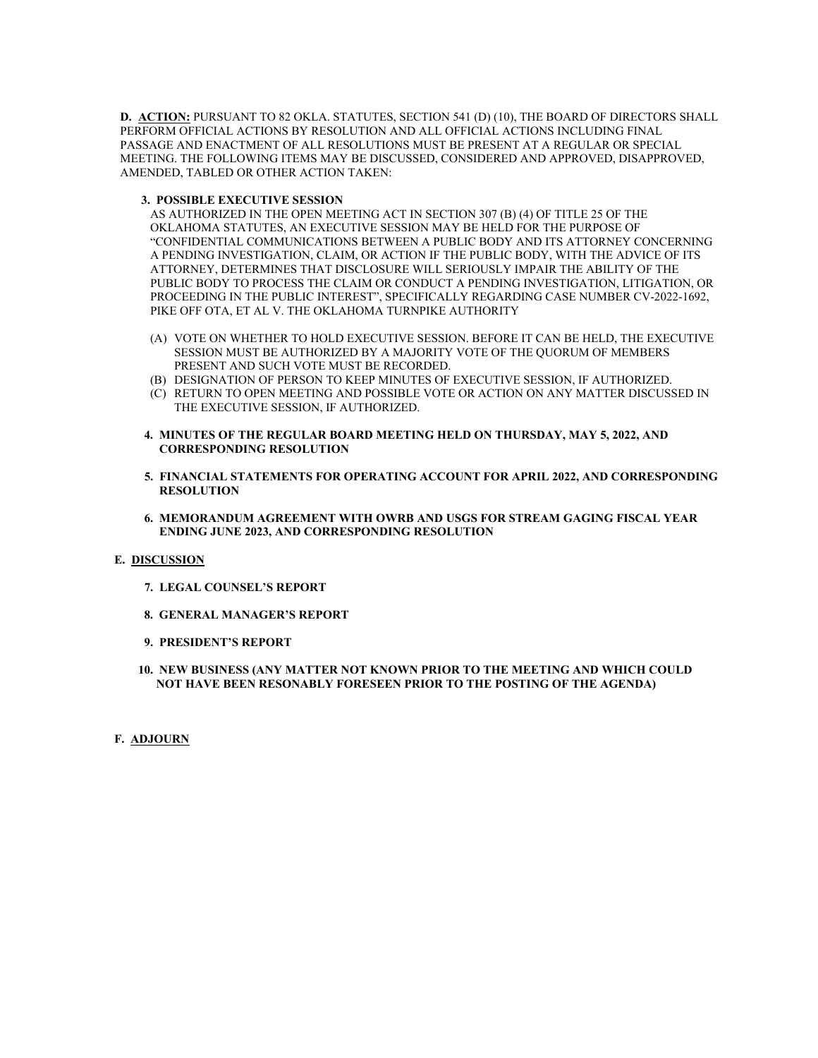**D. <u>ACTION:</u>** PURSUANT TO 82 OKLA. STATUTES, SECTION 541 (D) (10), THE BOARD OF DIRECTORS SHALL PERFORM OFFICIAL ACTIONS BY RESOLUTION AND ALL OFFICIAL ACTIONS INCLUDING FINAL PASSAGE AND ENACTMENT OF ALL RESOLUTIONS MUST BE PRESENT AT A REGULAR OR SPECIAL MEETING. THE FOLLOWING ITEMS MAY BE DISCUSSED, CONSIDERED AND APPROVED, DISAPPROVED, AMENDED, TABLED OR OTHER ACTION TAKEN:

**3. POSSIBLE EXECUTIVE SESSION**

AS AUTHORIZED IN THE OPEN MEETING ACT IN SECTION 307 (B) (4) OF TITLE 25 OF THE OKLAHOMA STATUTES, AN EXECUTIVE SESSION MAY BE HELD FOR THE PURPOSE OF "CONFIDENTIAL COMMUNICATIONS BETWEEN A PUBLIC BODY AND ITS ATTORNEY CONCERNING A PENDING INVESTIGATION, CLAIM, OR ACTION IF THE PUBLIC BODY, WITH THE ADVICE OF ITS ATTORNEY, DETERMINES THAT DISCLOSURE WILL SERIOUSLY IMPAIR THE ABILITY OF THE PUBLIC BODY TO PROCESS THE CLAIM OR CONDUCT A PENDING INVESTIGATION, LITIGATION, OR PROCEEDING IN THE PUBLIC INTEREST", SPECIFICALLY REGARDING CASE NUMBER CV-2022-1692, PIKE OFF OTA, ET AL V. THE OKLAHOMA TURNPIKE AUTHORITY

(A) VOTE ON WHETHER TO HOLD EXECUTIVE SESSION. BEFORE IT CAN BE HELD, THE EXECUTIVE SESSION MUST BE AUTHORIZED BY A MAJORITY VOTE OF THE QUORUM OF MEMBERS PRESENT AND SUCH VOTE MUST BE RECORDED.

(B) DESIGNATION OF PERSON TO KEEP MINUTES OF EXECUTIVE SESSION, IF AUTHORIZED.

(C) RETURN TO OPEN MEETING AND POSSIBLE VOTE OR ACTION ON ANY MATTER DISCUSSED IN THE EXECUTIVE SESSION, IF AUTHORIZED.

**4. MINUTES OF THE REGULAR BOARD MEETING HELD ON THURSDAY, MAY 5, 2022, AND CORRESPONDING RESOLUTION**

**5. FINANCIAL STATEMENTS FOR OPERATING ACCOUNT FOR APRIL 2022, AND CORRESPONDING RESOLUTION**

**6. MEMORANDUM AGREEMENT WITH OWRB AND USGS FOR STREAM GAGING FISCAL YEAR ENDING JUNE 2023, AND CORRESPONDING RESOLUTION**

**E. <u>DISCUSSION</u>**

**7. LEGAL COUNSEL'S REPORT**

**8. GENERAL MANAGER'S REPORT**

**9. PRESIDENT'S REPORT**

**10. NEW BUSINESS (ANY MATTER NOT KNOWN PRIOR TO THE MEETING AND WHICH COULD NOT HAVE BEEN RESONABLY FORESEEN PRIOR TO THE POSTING OF THE AGENDA)**

**F. <u>ADJOURN</u>**